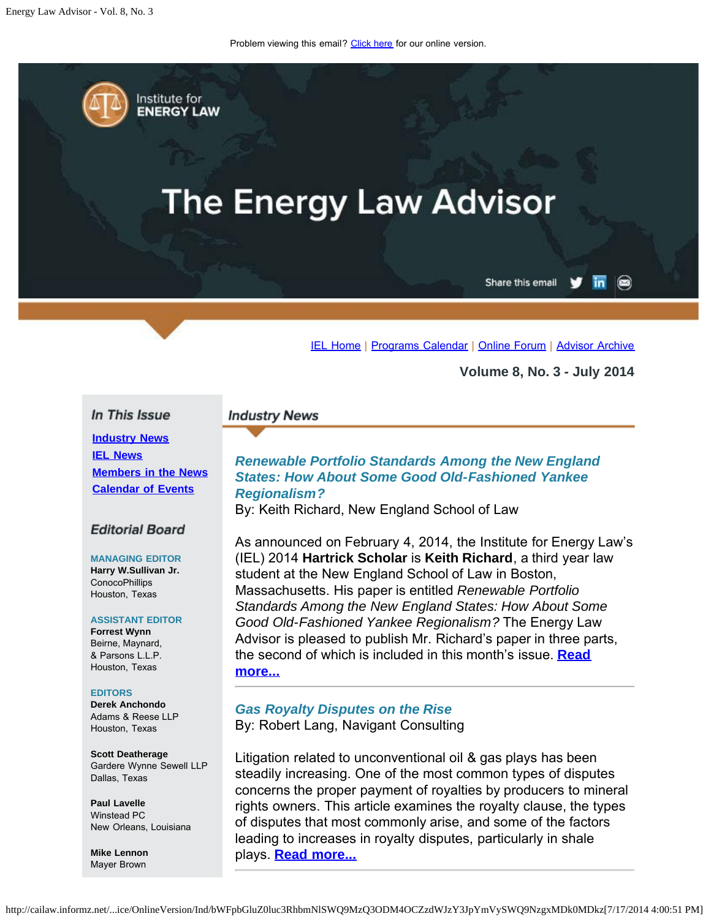Problem viewing this email? Click here for our online version.

Institute for ENERGY LAW

# The Energy Law Advisor

Share this email

IEL Home | Programs Calendar | Online Forum | Advisor Archive

**Volume 8, No. 3 - July 2014**

## Industry News

### *Renewable Portfolio Standards Among the New England States: How About Some Good Old-Fashioned Yankee Regionalism?*

By: Keith Richard, New England School of Law

As announced on February 4, 2014, the Institute for Energy Law's (IEL) 2014 **Hartrick Scholar** is **Keith Richard**, a third year law student at the New England School of Law in Boston, Massachusetts. His paper is entitled *Renewable Portfolio Standards Among the New England States: How About Some Good Old-Fashioned Yankee Regionalism?* The Energy Law Advisor is pleased to publish Mr. Richard's paper in three parts, the second of which is included in this month's issue. **Read more...**

### *Gas Royalty Disputes on the Rise*

By: Robert Lang, Navigant Consulting

Litigation related to unconventional oil & gas plays has been steadily increasing. One of the most common types of disputes concerns the proper payment of royalties by producers to mineral rights owners. This article examines the royalty clause, the types of disputes that most commonly arise, and some of the factors leading to increases in royalty disputes, particularly in shale plays. **Read more...**

## In This Issue

- Industry News
- IEL News
- Members in the News
- Calendar of Events

## Editorial Board

**MANAGING EDITOR**
**Harry W.Sullivan Jr.**
ConocoPhillips
Houston, Texas

**ASSISTANT EDITOR**
**Forrest Wynn**
Beirne, Maynard, & Parsons L.L.P.
Houston, Texas

**EDITORS**
**Derek Anchondo**
Adams & Reese LLP
Houston, Texas

**Scott Deatherage**
Gardere Wynne Sewell LLP
Dallas, Texas

**Paul Lavelle**
Winstead PC
New Orleans, Louisiana

**Mike Lennon**
Mayer Brown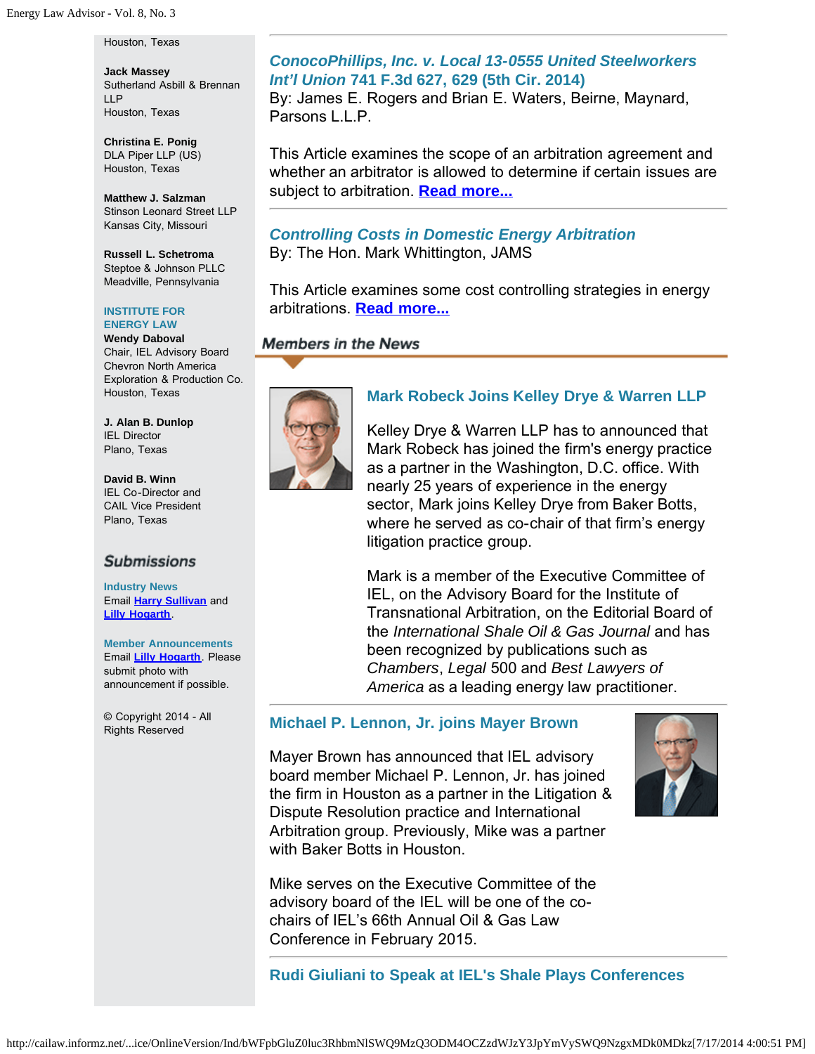Houston, Texas

**Jack Massey**
Sutherland Asbill & Brennan LLP
Houston, Texas

**Christina E. Ponig**
DLA Piper LLP (US)
Houston, Texas

**Matthew J. Salzman**
Stinson Leonard Street LLP
Kansas City, Missouri

**Russell L. Schetroma**
Steptoe & Johnson PLLC
Meadville, Pennsylvania

**INSTITUTE FOR ENERGY LAW**

**Wendy Daboval**
Chair, IEL Advisory Board
Chevron North America Exploration & Production Co.
Houston, Texas

**J. Alan B. Dunlop**
IEL Director
Plano, Texas

**David B. Winn**
IEL Co-Director and CAIL Vice President
Plano, Texas

## Submissions

**Industry News**
Email Harry Sullivan and Lilly Hogarth.

**Member Announcements**
Email Lilly Hogarth. Please submit photo with announcement if possible.

© Copyright 2014 - All Rights Reserved

---

### *ConocoPhillips, Inc. v. Local 13-0555 United Steelworkers Int'l Union* 741 F.3d 627, 629 (5th Cir. 2014)

By: James E. Rogers and Brian E. Waters, Beirne, Maynard, Parsons L.L.P.

This Article examines the scope of an arbitration agreement and whether an arbitrator is allowed to determine if certain issues are subject to arbitration. **Read more...**

---

### *Controlling Costs in Domestic Energy Arbitration*

By: The Hon. Mark Whittington, JAMS

This Article examines some cost controlling strategies in energy arbitrations. **Read more...**

## Members in the News

### Mark Robeck Joins Kelley Drye & Warren LLP

Kelley Drye & Warren LLP has to announced that Mark Robeck has joined the firm's energy practice as a partner in the Washington, D.C. office. With nearly 25 years of experience in the energy sector, Mark joins Kelley Drye from Baker Botts, where he served as co-chair of that firm's energy litigation practice group.

Mark is a member of the Executive Committee of IEL, on the Advisory Board for the Institute of Transnational Arbitration, on the Editorial Board of the *International Shale Oil & Gas Journal* and has been recognized by publications such as *Chambers*, *Legal* 500 and *Best Lawyers of America* as a leading energy law practitioner.

---

### Michael P. Lennon, Jr. joins Mayer Brown

Mayer Brown has announced that IEL advisory board member Michael P. Lennon, Jr. has joined the firm in Houston as a partner in the Litigation & Dispute Resolution practice and International Arbitration group. Previously, Mike was a partner with Baker Botts in Houston.

Mike serves on the Executive Committee of the advisory board of the IEL will be one of the co-chairs of IEL's 66th Annual Oil & Gas Law Conference in February 2015.

---

### Rudi Giuliani to Speak at IEL's Shale Plays Conferences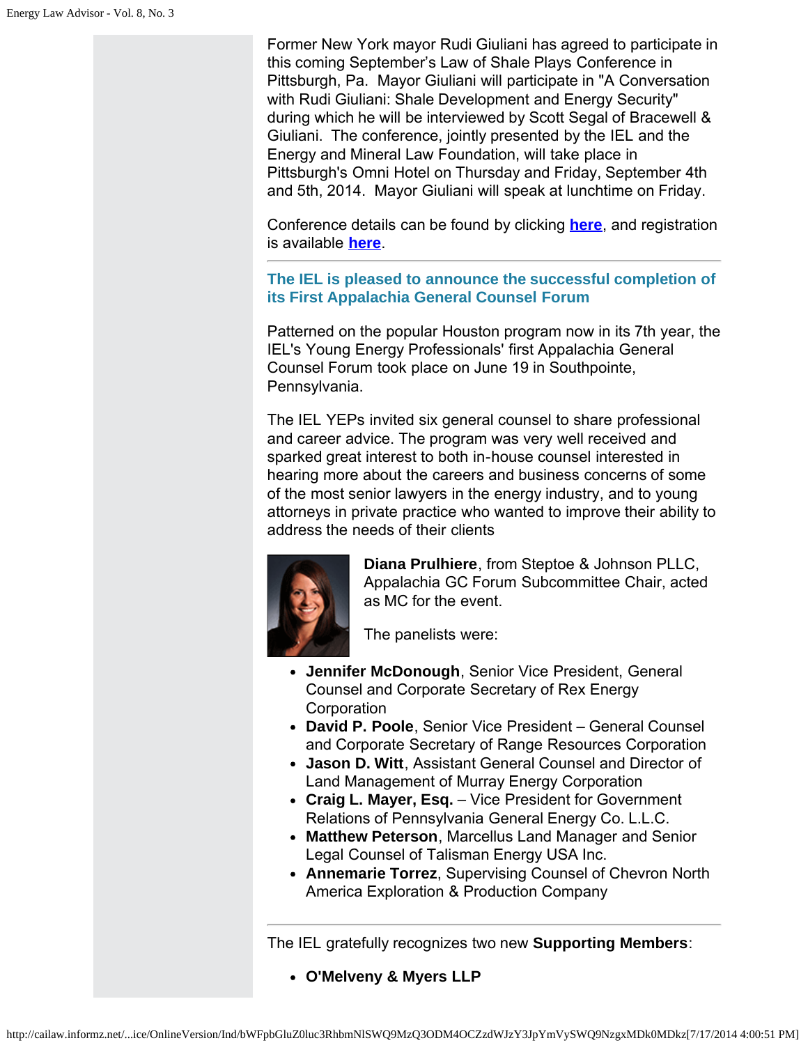Former New York mayor Rudi Giuliani has agreed to participate in this coming September's Law of Shale Plays Conference in Pittsburgh, Pa. Mayor Giuliani will participate in "A Conversation with Rudi Giuliani: Shale Development and Energy Security" during which he will be interviewed by Scott Segal of Bracewell & Giuliani. The conference, jointly presented by the IEL and the Energy and Mineral Law Foundation, will take place in Pittsburgh's Omni Hotel on Thursday and Friday, September 4th and 5th, 2014. Mayor Giuliani will speak at lunchtime on Friday.

Conference details can be found by clicking **here**, and registration is available **here**.

---

### The IEL is pleased to announce the successful completion of its First Appalachia General Counsel Forum

Patterned on the popular Houston program now in its 7th year, the IEL's Young Energy Professionals' first Appalachia General Counsel Forum took place on June 19 in Southpointe, Pennsylvania.

The IEL YEPs invited six general counsel to share professional and career advice. The program was very well received and sparked great interest to both in-house counsel interested in hearing more about the careers and business concerns of some of the most senior lawyers in the energy industry, and to young attorneys in private practice who wanted to improve their ability to address the needs of their clients

**Diana Prulhiere**, from Steptoe & Johnson PLLC, Appalachia GC Forum Subcommittee Chair, acted as MC for the event.

The panelists were:

- **Jennifer McDonough**, Senior Vice President, General Counsel and Corporate Secretary of Rex Energy Corporation
- **David P. Poole**, Senior Vice President – General Counsel and Corporate Secretary of Range Resources Corporation
- **Jason D. Witt**, Assistant General Counsel and Director of Land Management of Murray Energy Corporation
- **Craig L. Mayer, Esq.** – Vice President for Government Relations of Pennsylvania General Energy Co. L.L.C.
- **Matthew Peterson**, Marcellus Land Manager and Senior Legal Counsel of Talisman Energy USA Inc.
- **Annemarie Torrez**, Supervising Counsel of Chevron North America Exploration & Production Company

---

The IEL gratefully recognizes two new **Supporting Members**:

- **O'Melveny & Myers LLP**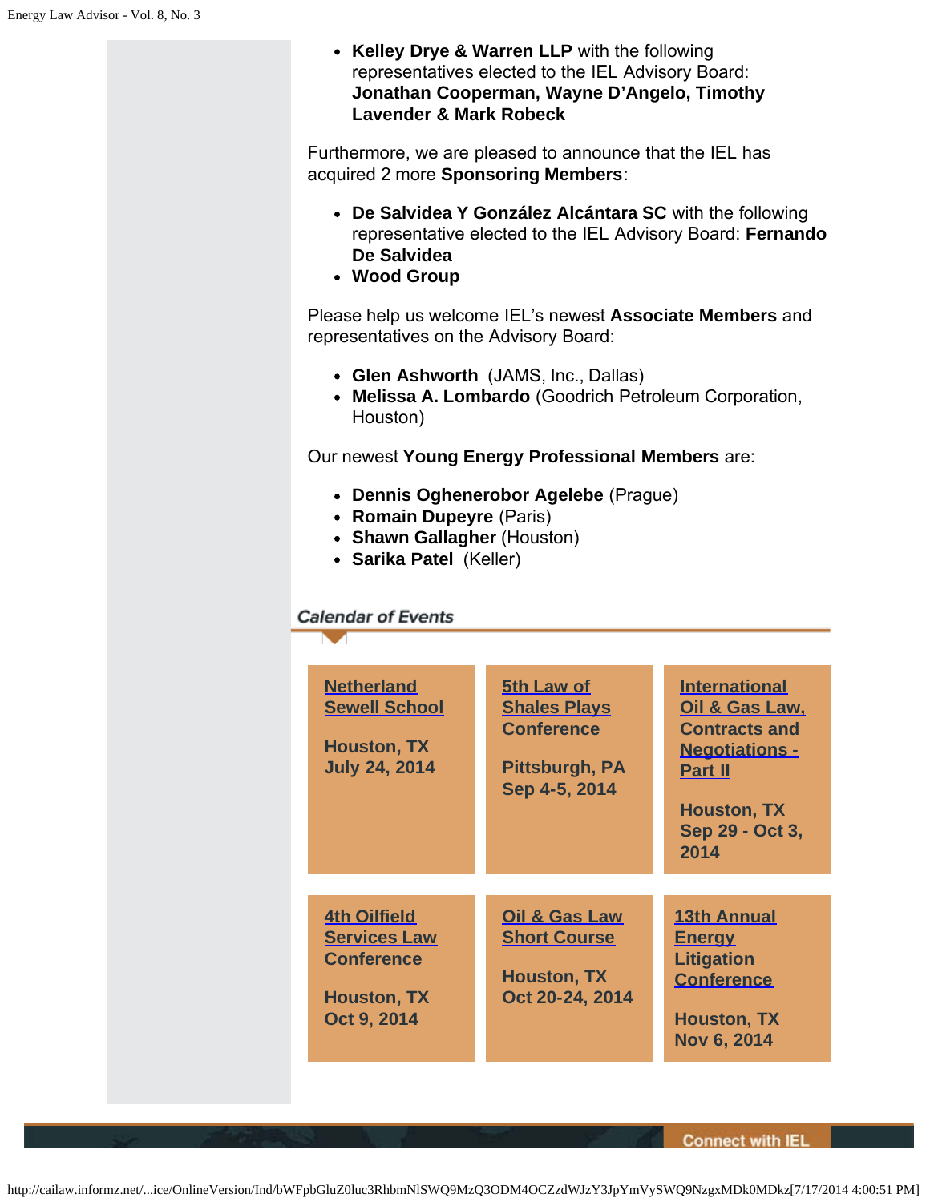- **Kelley Drye & Warren LLP** with the following representatives elected to the IEL Advisory Board: **Jonathan Cooperman, Wayne D'Angelo, Timothy Lavender & Mark Robeck**

Furthermore, we are pleased to announce that the IEL has acquired 2 more **Sponsoring Members**:

- **De Salvidea Y González Alcántara SC** with the following representative elected to the IEL Advisory Board: **Fernando De Salvidea**
- **Wood Group**

Please help us welcome IEL's newest **Associate Members** and representatives on the Advisory Board:

- **Glen Ashworth** (JAMS, Inc., Dallas)
- **Melissa A. Lombardo** (Goodrich Petroleum Corporation, Houston)

Our newest **Young Energy Professional Members** are:

- **Dennis Oghenerobor Agelebe** (Prague)
- **Romain Dupeyre** (Paris)
- **Shawn Gallagher** (Houston)
- **Sarika Patel** (Keller)

## Calendar of Events

**Netherland Sewell School**
Houston, TX
July 24, 2014

**5th Law of Shales Plays Conference**
Pittsburgh, PA
Sep 4-5, 2014

**International Oil & Gas Law, Contracts and Negotiations - Part II**
Houston, TX
Sep 29 - Oct 3, 2014

**4th Oilfield Services Law Conference**
Houston, TX
Oct 9, 2014

**Oil & Gas Law Short Course**
Houston, TX
Oct 20-24, 2014

**13th Annual Energy Litigation Conference**
Houston, TX
Nov 6, 2014

Connect with IEL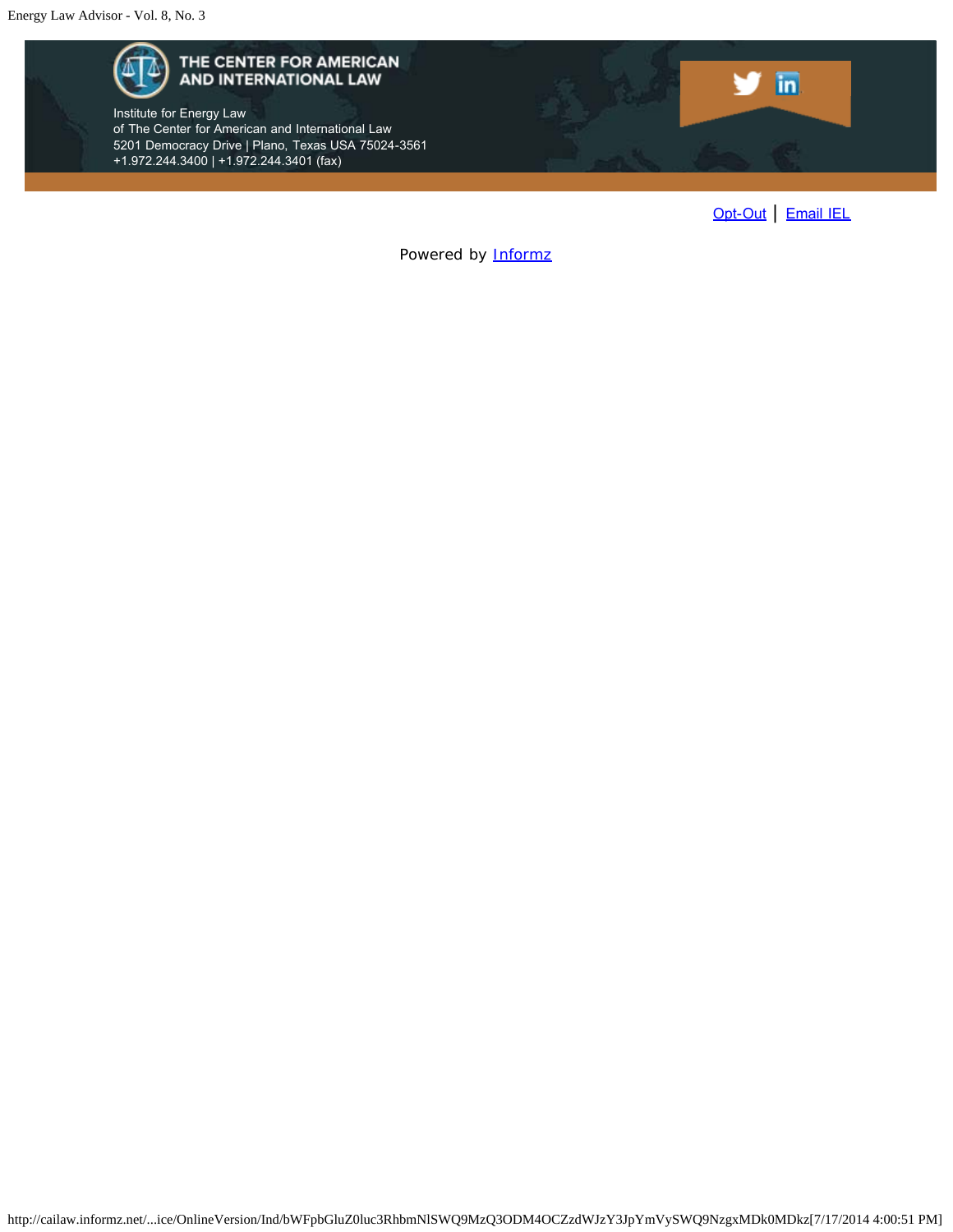THE CENTER FOR AMERICAN AND INTERNATIONAL LAW

Institute for Energy Law
of The Center for American and International Law
5201 Democracy Drive | Plano, Texas USA 75024-3561
+1.972.244.3400 | +1.972.244.3401 (fax)

Opt-Out | Email IEL

Powered by Informz